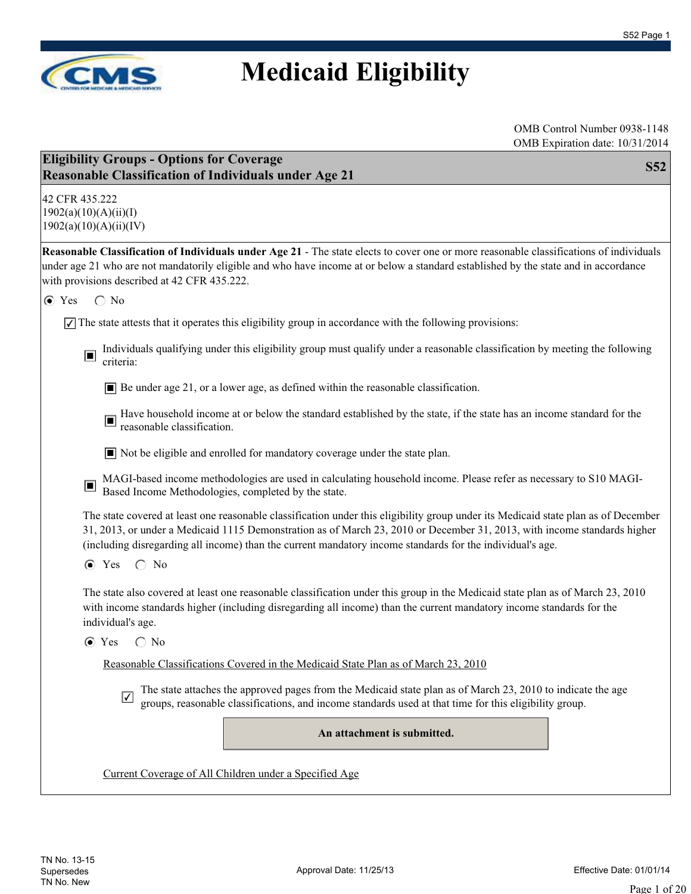# Medicaid Eligibility

OMB Control Number 0938-1148
OMB Expiration date: 10/31/2014

## Eligibility Groups - Options for Coverage
## Reasonable Classification of Individuals under Age 21 — S52

42 CFR 435.222
1902(a)(10)(A)(ii)(I)
1902(a)(10)(A)(ii)(IV)

**Reasonable Classification of Individuals under Age 21** - The state elects to cover one or more reasonable classifications of individuals under age 21 who are not mandatorily eligible and who have income at or below a standard established by the state and in accordance with provisions described at 42 CFR 435.222.

(●) Yes ( ) No

☑ The state attests that it operates this eligibility group in accordance with the following provisions:

- ■ Individuals qualifying under this eligibility group must qualify under a reasonable classification by meeting the following criteria:
  - ■ Be under age 21, or a lower age, as defined within the reasonable classification.
  - ■ Have household income at or below the standard established by the state, if the state has an income standard for the reasonable classification.
  - ■ Not be eligible and enrolled for mandatory coverage under the state plan.
- ■ MAGI-based income methodologies are used in calculating household income. Please refer as necessary to S10 MAGI-Based Income Methodologies, completed by the state.

The state covered at least one reasonable classification under this eligibility group under its Medicaid state plan as of December 31, 2013, or under a Medicaid 1115 Demonstration as of March 23, 2010 or December 31, 2013, with income standards higher (including disregarding all income) than the current mandatory income standards for the individual's age.

(●) Yes ( ) No

The state also covered at least one reasonable classification under this group in the Medicaid state plan as of March 23, 2010 with income standards higher (including disregarding all income) than the current mandatory income standards for the individual's age.

(●) Yes ( ) No

Reasonable Classifications Covered in the Medicaid State Plan as of March 23, 2010

☑ The state attaches the approved pages from the Medicaid state plan as of March 23, 2010 to indicate the age groups, reasonable classifications, and income standards used at that time for this eligibility group.

**An attachment is submitted.**

Current Coverage of All Children under a Specified Age

TN No. 13-15
Supersedes
TN No. New

Approval Date: 11/25/13

Effective Date: 01/01/14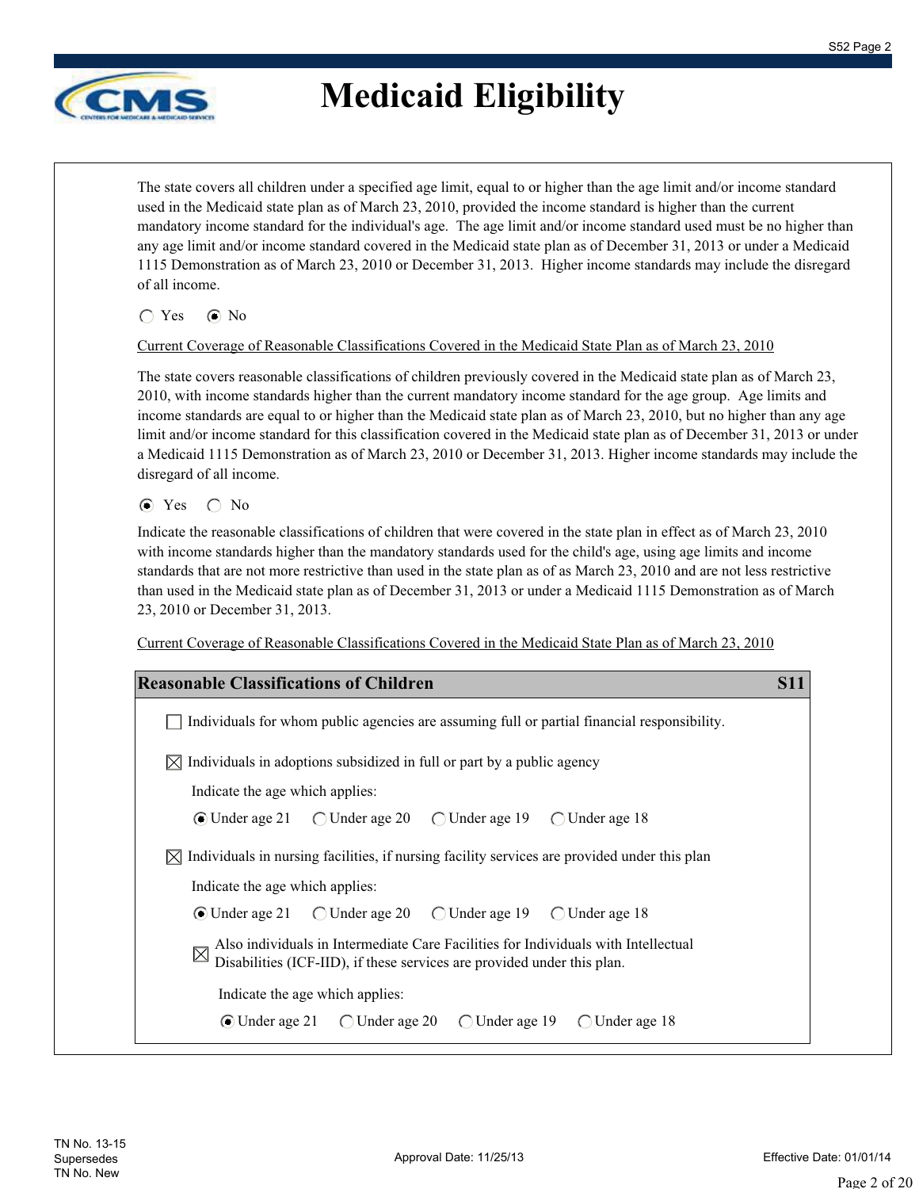# Medicaid Eligibility

The state covers all children under a specified age limit, equal to or higher than the age limit and/or income standard used in the Medicaid state plan as of March 23, 2010, provided the income standard is higher than the current mandatory income standard for the individual's age. The age limit and/or income standard used must be no higher than any age limit and/or income standard covered in the Medicaid state plan as of December 31, 2013 or under a Medicaid 1115 Demonstration as of March 23, 2010 or December 31, 2013. Higher income standards may include the disregard of all income.

○ Yes ◉ No

Current Coverage of Reasonable Classifications Covered in the Medicaid State Plan as of March 23, 2010

The state covers reasonable classifications of children previously covered in the Medicaid state plan as of March 23, 2010, with income standards higher than the current mandatory income standard for the age group. Age limits and income standards are equal to or higher than the Medicaid state plan as of March 23, 2010, but no higher than any age limit and/or income standard for this classification covered in the Medicaid state plan as of December 31, 2013 or under a Medicaid 1115 Demonstration as of March 23, 2010 or December 31, 2013. Higher income standards may include the disregard of all income.

◉ Yes ○ No

Indicate the reasonable classifications of children that were covered in the state plan in effect as of March 23, 2010 with income standards higher than the mandatory standards used for the child's age, using age limits and income standards that are not more restrictive than used in the state plan as of as March 23, 2010 and are not less restrictive than used in the Medicaid state plan as of December 31, 2013 or under a Medicaid 1115 Demonstration as of March 23, 2010 or December 31, 2013.

Current Coverage of Reasonable Classifications Covered in the Medicaid State Plan as of March 23, 2010

**Reasonable Classifications of Children** **S11**

☐ Individuals for whom public agencies are assuming full or partial financial responsibility.

☒ Individuals in adoptions subsidized in full or part by a public agency

Indicate the age which applies:

◉ Under age 21 ○ Under age 20 ○ Under age 19 ○ Under age 18

☒ Individuals in nursing facilities, if nursing facility services are provided under this plan

Indicate the age which applies:

◉ Under age 21 ○ Under age 20 ○ Under age 19 ○ Under age 18

☒ Also individuals in Intermediate Care Facilities for Individuals with Intellectual Disabilities (ICF-IID), if these services are provided under this plan.

Indicate the age which applies:

◉ Under age 21 ○ Under age 20 ○ Under age 19 ○ Under age 18

TN No. 13-15
Supersedes
TN No. New

Approval Date: 11/25/13

Effective Date: 01/01/14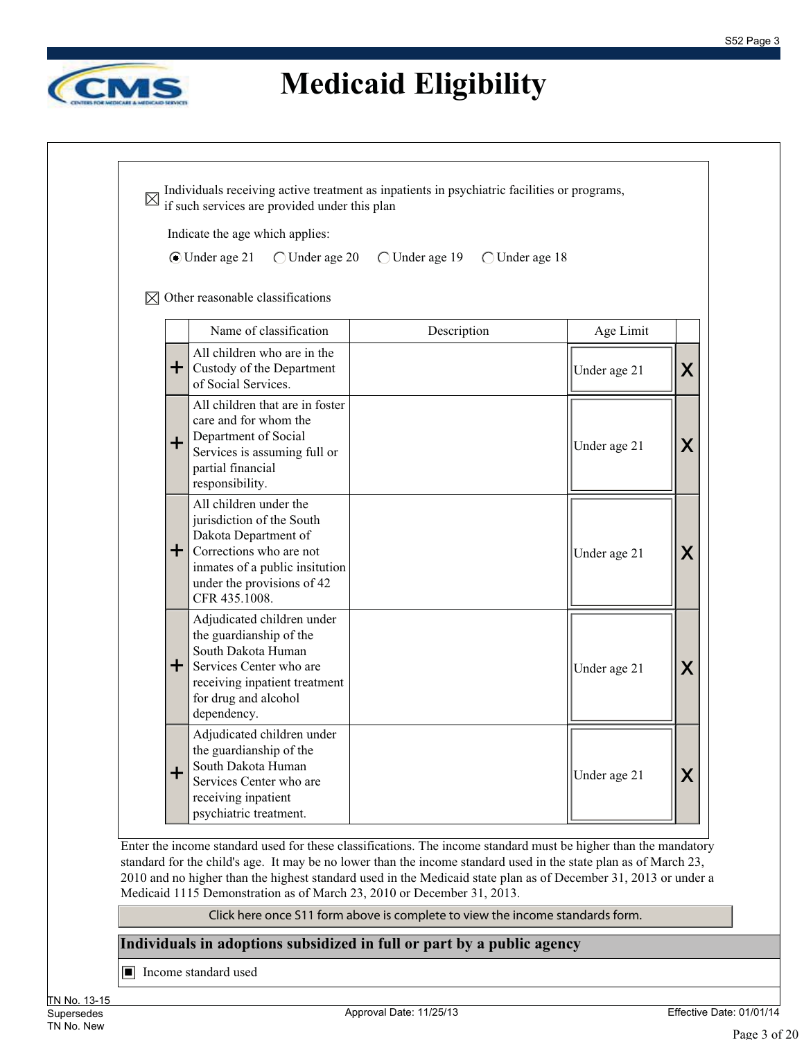# Medicaid Eligibility

☒ Individuals receiving active treatment as inpatients in psychiatric facilities or programs, if such services are provided under this plan

Indicate the age which applies:

◉ Under age 21 ◯ Under age 20 ◯ Under age 19 ◯ Under age 18

☒ Other reasonable classifications

| | Name of classification | Description | Age Limit | |
|---|---|---|---|---|
| + | All children who are in the Custody of the Department of Social Services. | | Under age 21 | X |
| + | All children that are in foster care and for whom the Department of Social Services is assuming full or partial financial responsibility. | | Under age 21 | X |
| + | All children under the jurisdiction of the South Dakota Department of Corrections who are not inmates of a public insitution under the provisions of 42 CFR 435.1008. | | Under age 21 | X |
| + | Adjudicated children under the guardianship of the South Dakota Human Services Center who are receiving inpatient treatment for drug and alcohol dependency. | | Under age 21 | X |
| + | Adjudicated children under the guardianship of the South Dakota Human Services Center who are receiving inpatient psychiatric treatment. | | Under age 21 | X |

Enter the income standard used for these classifications. The income standard must be higher than the mandatory standard for the child's age. It may be no lower than the income standard used in the state plan as of March 23, 2010 and no higher than the highest standard used in the Medicaid state plan as of December 31, 2013 or under a Medicaid 1115 Demonstration as of March 23, 2010 or December 31, 2013.

Click here once S11 form above is complete to view the income standards form.

## Individuals in adoptions subsidized in full or part by a public agency

▣ Income standard used

TN No. 13-15
Supersedes
TN No. New

Approval Date: 11/25/13

Effective Date: 01/01/14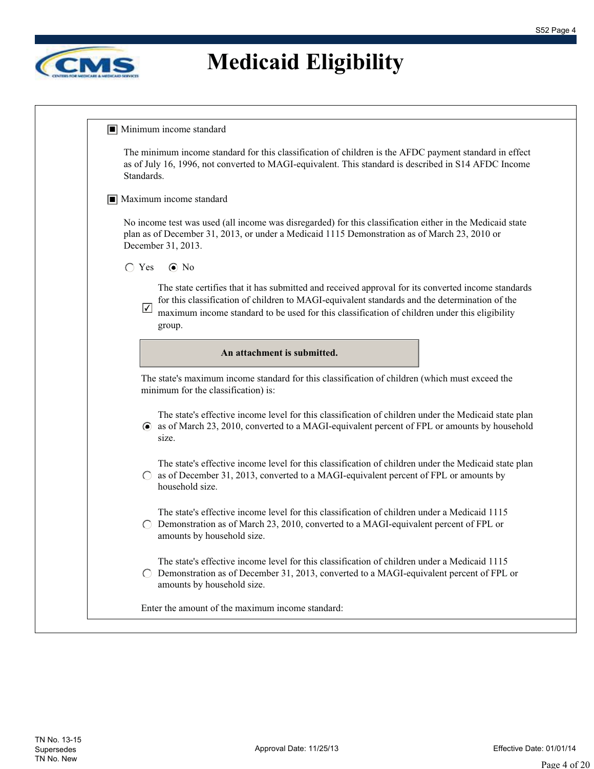# Medicaid Eligibility

- [x] Minimum income standard

The minimum income standard for this classification of children is the AFDC payment standard in effect as of July 16, 1996, not converted to MAGI-equivalent. This standard is described in S14 AFDC Income Standards.

- [x] Maximum income standard

No income test was used (all income was disregarded) for this classification either in the Medicaid state plan as of December 31, 2013, or under a Medicaid 1115 Demonstration as of March 23, 2010 or December 31, 2013.

○ Yes ● No

- [x] The state certifies that it has submitted and received approval for its converted income standards for this classification of children to MAGI-equivalent standards and the determination of the maximum income standard to be used for this classification of children under this eligibility group.

**An attachment is submitted.**

The state's maximum income standard for this classification of children (which must exceed the minimum for the classification) is:

● The state's effective income level for this classification of children under the Medicaid state plan as of March 23, 2010, converted to a MAGI-equivalent percent of FPL or amounts by household size.

○ The state's effective income level for this classification of children under the Medicaid state plan as of December 31, 2013, converted to a MAGI-equivalent percent of FPL or amounts by household size.

○ The state's effective income level for this classification of children under a Medicaid 1115 Demonstration as of March 23, 2010, converted to a MAGI-equivalent percent of FPL or amounts by household size.

○ The state's effective income level for this classification of children under a Medicaid 1115 Demonstration as of December 31, 2013, converted to a MAGI-equivalent percent of FPL or amounts by household size.

Enter the amount of the maximum income standard:

TN No. 13-15
Supersedes
TN No. New

Approval Date: 11/25/13

Effective Date: 01/01/14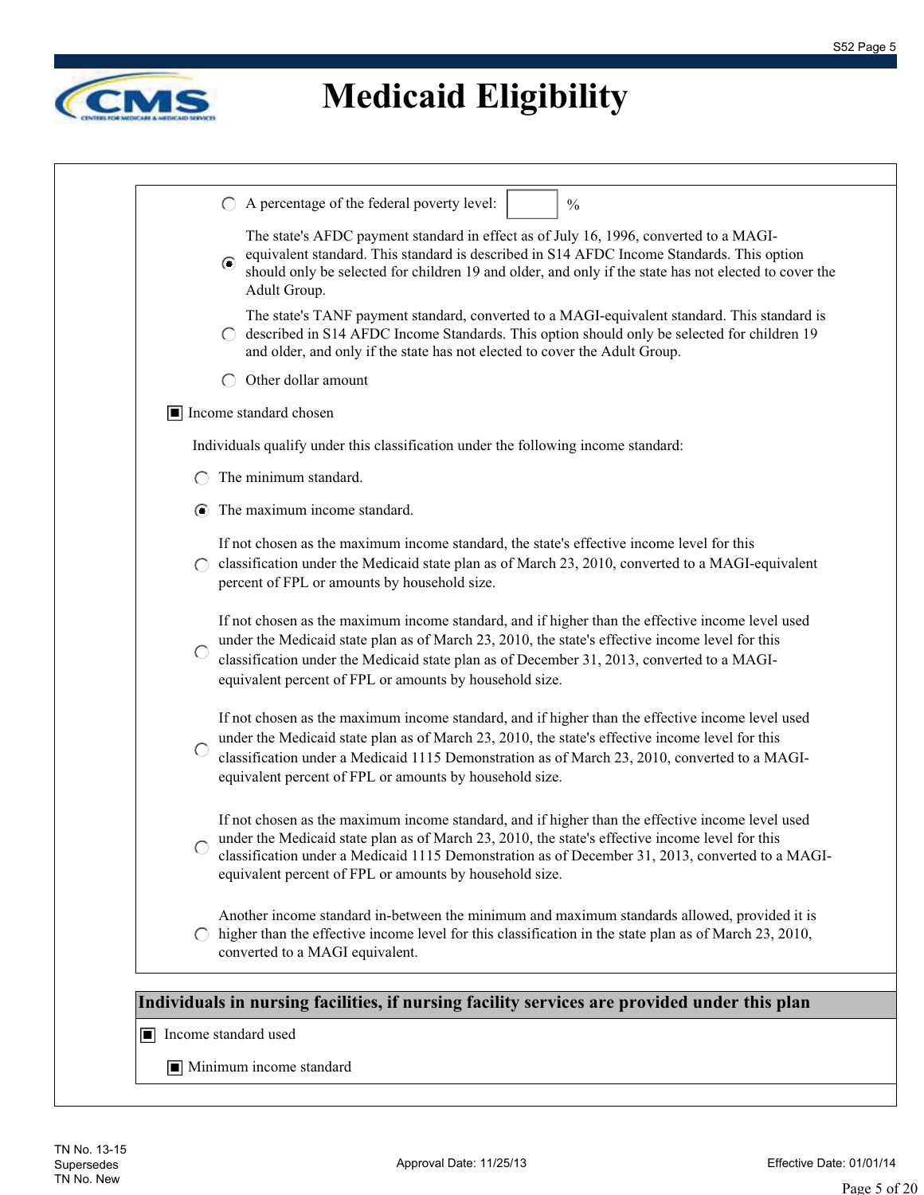# Medicaid Eligibility

- ○ A percentage of the federal poverty level: [ ] %
- ◉ The state's AFDC payment standard in effect as of July 16, 1996, converted to a MAGI-equivalent standard. This standard is described in S14 AFDC Income Standards. This option should only be selected for children 19 and older, and only if the state has not elected to cover the Adult Group.
- ○ The state's TANF payment standard, converted to a MAGI-equivalent standard. This standard is described in S14 AFDC Income Standards. This option should only be selected for children 19 and older, and only if the state has not elected to cover the Adult Group.
- ○ Other dollar amount

■ Income standard chosen

Individuals qualify under this classification under the following income standard:

- ○ The minimum standard.
- ◉ The maximum income standard.
- ○ If not chosen as the maximum income standard, the state's effective income level for this classification under the Medicaid state plan as of March 23, 2010, converted to a MAGI-equivalent percent of FPL or amounts by household size.
- ○ If not chosen as the maximum income standard, and if higher than the effective income level used under the Medicaid state plan as of March 23, 2010, the state's effective income level for this classification under the Medicaid state plan as of December 31, 2013, converted to a MAGI-equivalent percent of FPL or amounts by household size.
- ○ If not chosen as the maximum income standard, and if higher than the effective income level used under the Medicaid state plan as of March 23, 2010, the state's effective income level for this classification under a Medicaid 1115 Demonstration as of March 23, 2010, converted to a MAGI-equivalent percent of FPL or amounts by household size.
- ○ If not chosen as the maximum income standard, and if higher than the effective income level used under the Medicaid state plan as of March 23, 2010, the state's effective income level for this classification under a Medicaid 1115 Demonstration as of December 31, 2013, converted to a MAGI-equivalent percent of FPL or amounts by household size.
- ○ Another income standard in-between the minimum and maximum standards allowed, provided it is higher than the effective income level for this classification in the state plan as of March 23, 2010, converted to a MAGI equivalent.

## Individuals in nursing facilities, if nursing facility services are provided under this plan

■ Income standard used

■ Minimum income standard

TN No. 13-15
Supersedes
TN No. New

Approval Date: 11/25/13

Effective Date: 01/01/14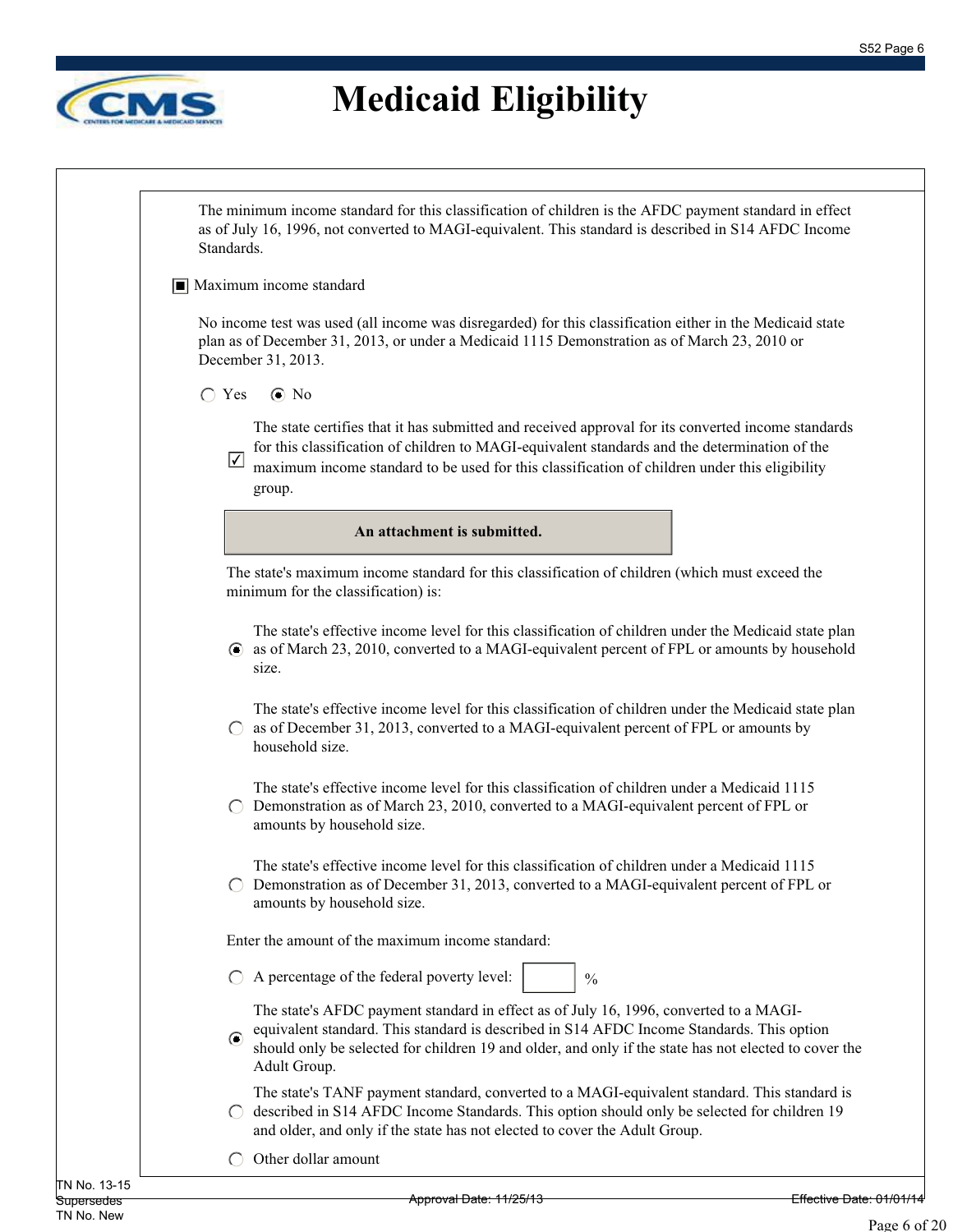# Medicaid Eligibility

The minimum income standard for this classification of children is the AFDC payment standard in effect as of July 16, 1996, not converted to MAGI-equivalent. This standard is described in S14 AFDC Income Standards.

■ Maximum income standard

No income test was used (all income was disregarded) for this classification either in the Medicaid state plan as of December 31, 2013, or under a Medicaid 1115 Demonstration as of March 23, 2010 or December 31, 2013.

○ Yes ● No

☑ The state certifies that it has submitted and received approval for its converted income standards for this classification of children to MAGI-equivalent standards and the determination of the maximum income standard to be used for this classification of children under this eligibility group.

**An attachment is submitted.**

The state's maximum income standard for this classification of children (which must exceed the minimum for the classification) is:

● The state's effective income level for this classification of children under the Medicaid state plan as of March 23, 2010, converted to a MAGI-equivalent percent of FPL or amounts by household size.

○ The state's effective income level for this classification of children under the Medicaid state plan as of December 31, 2013, converted to a MAGI-equivalent percent of FPL or amounts by household size.

○ The state's effective income level for this classification of children under a Medicaid 1115 Demonstration as of March 23, 2010, converted to a MAGI-equivalent percent of FPL or amounts by household size.

○ The state's effective income level for this classification of children under a Medicaid 1115 Demonstration as of December 31, 2013, converted to a MAGI-equivalent percent of FPL or amounts by household size.

Enter the amount of the maximum income standard:

○ A percentage of the federal poverty level: [ ] %

● The state's AFDC payment standard in effect as of July 16, 1996, converted to a MAGI-equivalent standard. This standard is described in S14 AFDC Income Standards. This option should only be selected for children 19 and older, and only if the state has not elected to cover the Adult Group.

○ The state's TANF payment standard, converted to a MAGI-equivalent standard. This standard is described in S14 AFDC Income Standards. This option should only be selected for children 19 and older, and only if the state has not elected to cover the Adult Group.

○ Other dollar amount

TN No. 13-15
Supersedes
TN No. New

Approval Date: 11/25/13

Effective Date: 01/01/14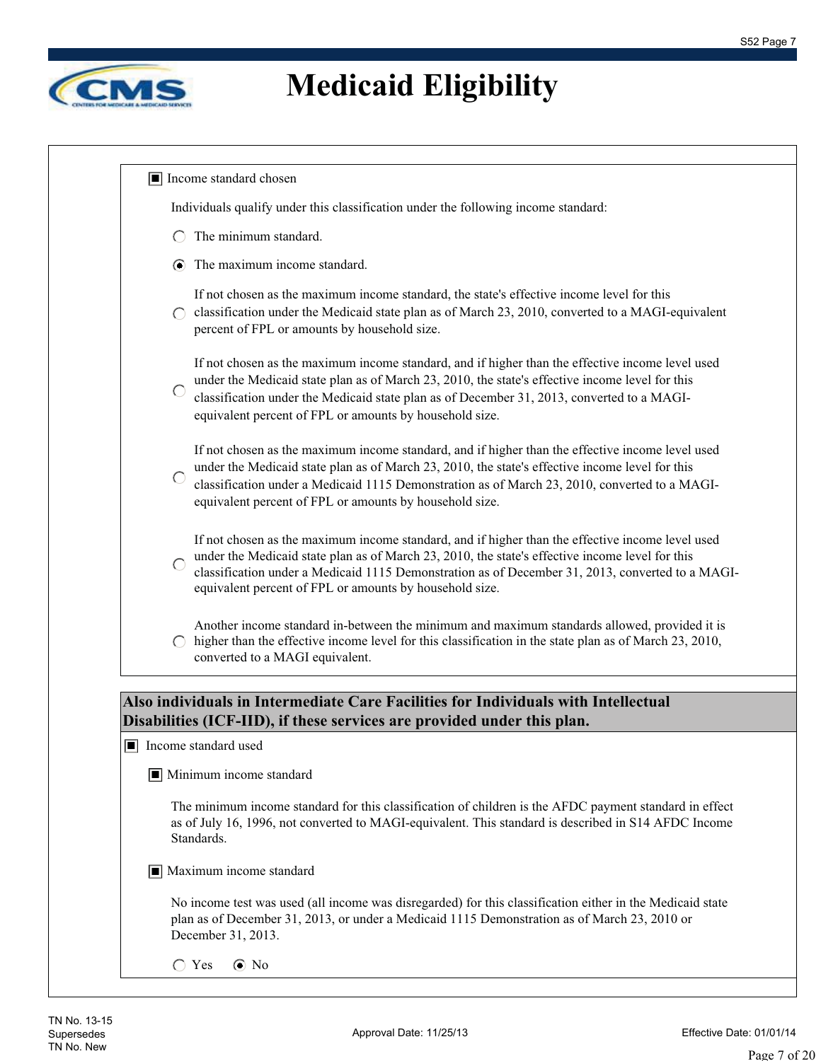# Medicaid Eligibility

- [x] Income standard chosen

Individuals qualify under this classification under the following income standard:

- ○ The minimum standard.
- ◉ The maximum income standard.
- ○ If not chosen as the maximum income standard, the state's effective income level for this classification under the Medicaid state plan as of March 23, 2010, converted to a MAGI-equivalent percent of FPL or amounts by household size.
- ○ If not chosen as the maximum income standard, and if higher than the effective income level used under the Medicaid state plan as of March 23, 2010, the state's effective income level for this classification under the Medicaid state plan as of December 31, 2013, converted to a MAGI-equivalent percent of FPL or amounts by household size.
- ○ If not chosen as the maximum income standard, and if higher than the effective income level used under the Medicaid state plan as of March 23, 2010, the state's effective income level for this classification under a Medicaid 1115 Demonstration as of March 23, 2010, converted to a MAGI-equivalent percent of FPL or amounts by household size.
- ○ If not chosen as the maximum income standard, and if higher than the effective income level used under the Medicaid state plan as of March 23, 2010, the state's effective income level for this classification under a Medicaid 1115 Demonstration as of December 31, 2013, converted to a MAGI-equivalent percent of FPL or amounts by household size.
- ○ Another income standard in-between the minimum and maximum standards allowed, provided it is higher than the effective income level for this classification in the state plan as of March 23, 2010, converted to a MAGI equivalent.

**Also individuals in Intermediate Care Facilities for Individuals with Intellectual Disabilities (ICF-IID), if these services are provided under this plan.**

- [x] Income standard used

  - [x] Minimum income standard

    The minimum income standard for this classification of children is the AFDC payment standard in effect as of July 16, 1996, not converted to MAGI-equivalent. This standard is described in S14 AFDC Income Standards.

  - [x] Maximum income standard

    No income test was used (all income was disregarded) for this classification either in the Medicaid state plan as of December 31, 2013, or under a Medicaid 1115 Demonstration as of March 23, 2010 or December 31, 2013.

    ○ Yes ◉ No

TN No. 13-15
Supersedes
TN No. New

Approval Date: 11/25/13

Effective Date: 01/01/14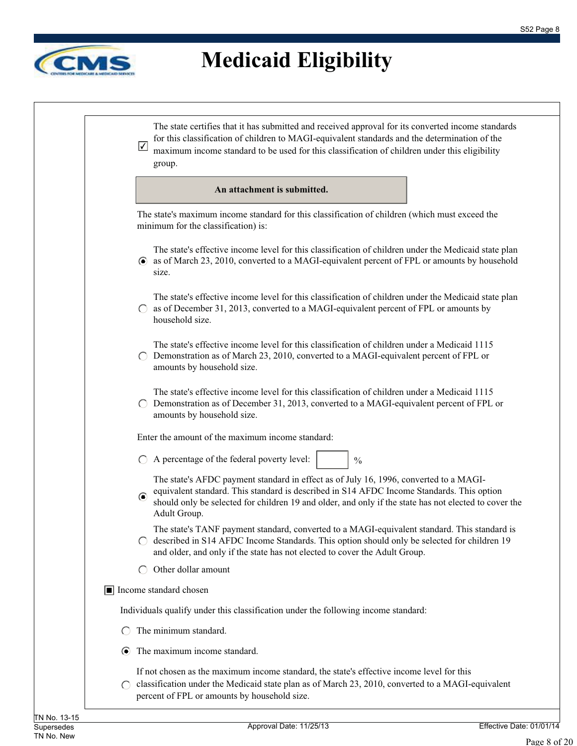# Medicaid Eligibility

☑ The state certifies that it has submitted and received approval for its converted income standards for this classification of children to MAGI-equivalent standards and the determination of the maximum income standard to be used for this classification of children under this eligibility group.

**An attachment is submitted.**

The state's maximum income standard for this classification of children (which must exceed the minimum for the classification) is:

- ◉ The state's effective income level for this classification of children under the Medicaid state plan as of March 23, 2010, converted to a MAGI-equivalent percent of FPL or amounts by household size.
- ○ The state's effective income level for this classification of children under the Medicaid state plan as of December 31, 2013, converted to a MAGI-equivalent percent of FPL or amounts by household size.
- ○ The state's effective income level for this classification of children under a Medicaid 1115 Demonstration as of March 23, 2010, converted to a MAGI-equivalent percent of FPL or amounts by household size.
- ○ The state's effective income level for this classification of children under a Medicaid 1115 Demonstration as of December 31, 2013, converted to a MAGI-equivalent percent of FPL or amounts by household size.

Enter the amount of the maximum income standard:

- ○ A percentage of the federal poverty level: ____ %
- ◉ The state's AFDC payment standard in effect as of July 16, 1996, converted to a MAGI-equivalent standard. This standard is described in S14 AFDC Income Standards. This option should only be selected for children 19 and older, and only if the state has not elected to cover the Adult Group.
- ○ The state's TANF payment standard, converted to a MAGI-equivalent standard. This standard is described in S14 AFDC Income Standards. This option should only be selected for children 19 and older, and only if the state has not elected to cover the Adult Group.
- ○ Other dollar amount

■ Income standard chosen

Individuals qualify under this classification under the following income standard:

- ○ The minimum standard.
- ◉ The maximum income standard.
- ○ If not chosen as the maximum income standard, the state's effective income level for this classification under the Medicaid state plan as of March 23, 2010, converted to a MAGI-equivalent percent of FPL or amounts by household size.

TN No. 13-15
Supersedes
TN No. New

Approval Date: 11/25/13

Effective Date: 01/01/14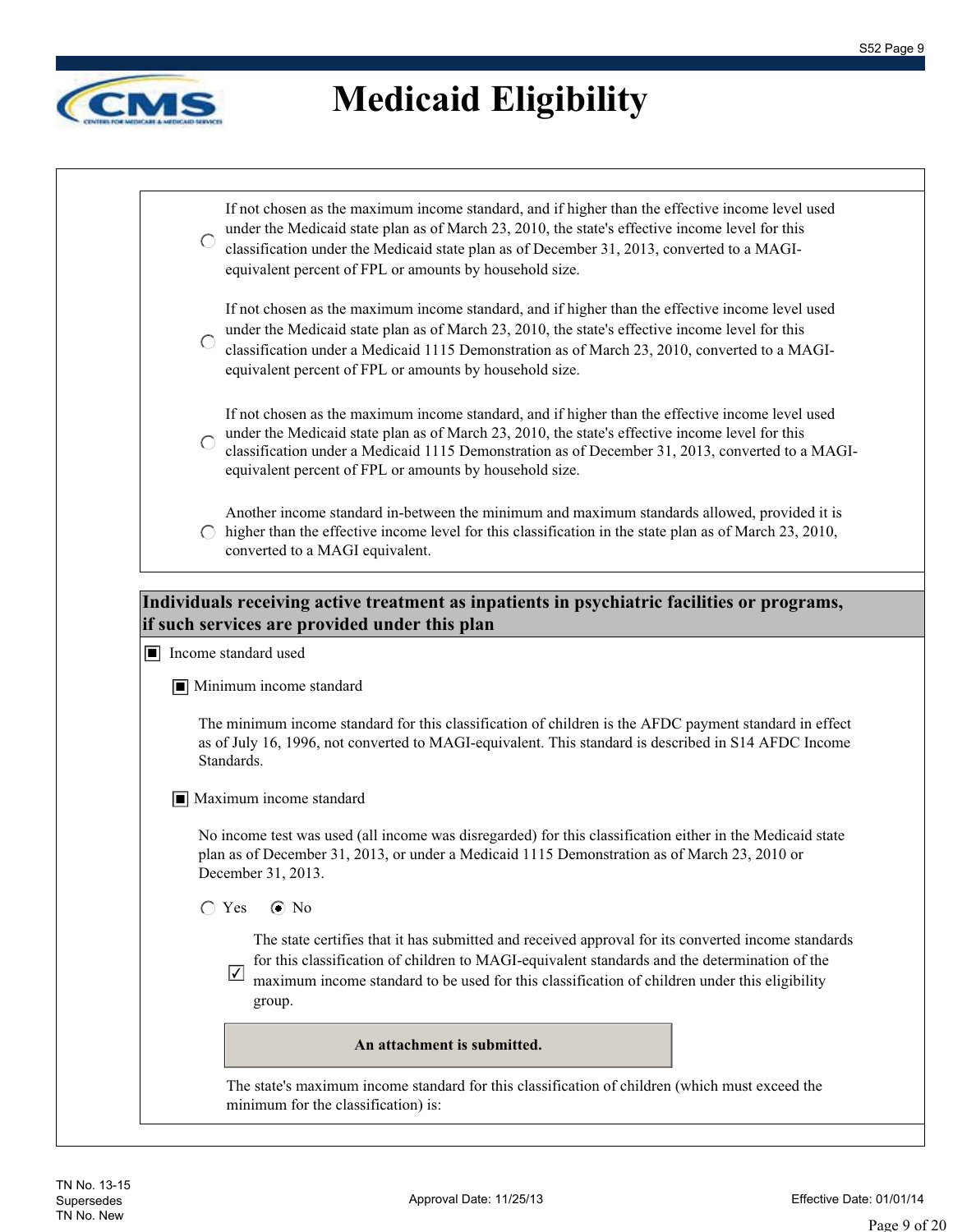# Medicaid Eligibility

- ◯ If not chosen as the maximum income standard, and if higher than the effective income level used under the Medicaid state plan as of March 23, 2010, the state's effective income level for this classification under the Medicaid state plan as of December 31, 2013, converted to a MAGI-equivalent percent of FPL or amounts by household size.

- ◯ If not chosen as the maximum income standard, and if higher than the effective income level used under the Medicaid state plan as of March 23, 2010, the state's effective income level for this classification under a Medicaid 1115 Demonstration as of March 23, 2010, converted to a MAGI-equivalent percent of FPL or amounts by household size.

- ◯ If not chosen as the maximum income standard, and if higher than the effective income level used under the Medicaid state plan as of March 23, 2010, the state's effective income level for this classification under a Medicaid 1115 Demonstration as of December 31, 2013, converted to a MAGI-equivalent percent of FPL or amounts by household size.

- ◯ Another income standard in-between the minimum and maximum standards allowed, provided it is higher than the effective income level for this classification in the state plan as of March 23, 2010, converted to a MAGI equivalent.

## Individuals receiving active treatment as inpatients in psychiatric facilities or programs, if such services are provided under this plan

■ Income standard used

■ Minimum income standard

The minimum income standard for this classification of children is the AFDC payment standard in effect as of July 16, 1996, not converted to MAGI-equivalent. This standard is described in S14 AFDC Income Standards.

■ Maximum income standard

No income test was used (all income was disregarded) for this classification either in the Medicaid state plan as of December 31, 2013, or under a Medicaid 1115 Demonstration as of March 23, 2010 or December 31, 2013.

◯ Yes ◉ No

☑ The state certifies that it has submitted and received approval for its converted income standards for this classification of children to MAGI-equivalent standards and the determination of the maximum income standard to be used for this classification of children under this eligibility group.

**An attachment is submitted.**

The state's maximum income standard for this classification of children (which must exceed the minimum for the classification) is:

TN No. 13-15
Supersedes
TN No. New

Approval Date: 11/25/13

Effective Date: 01/01/14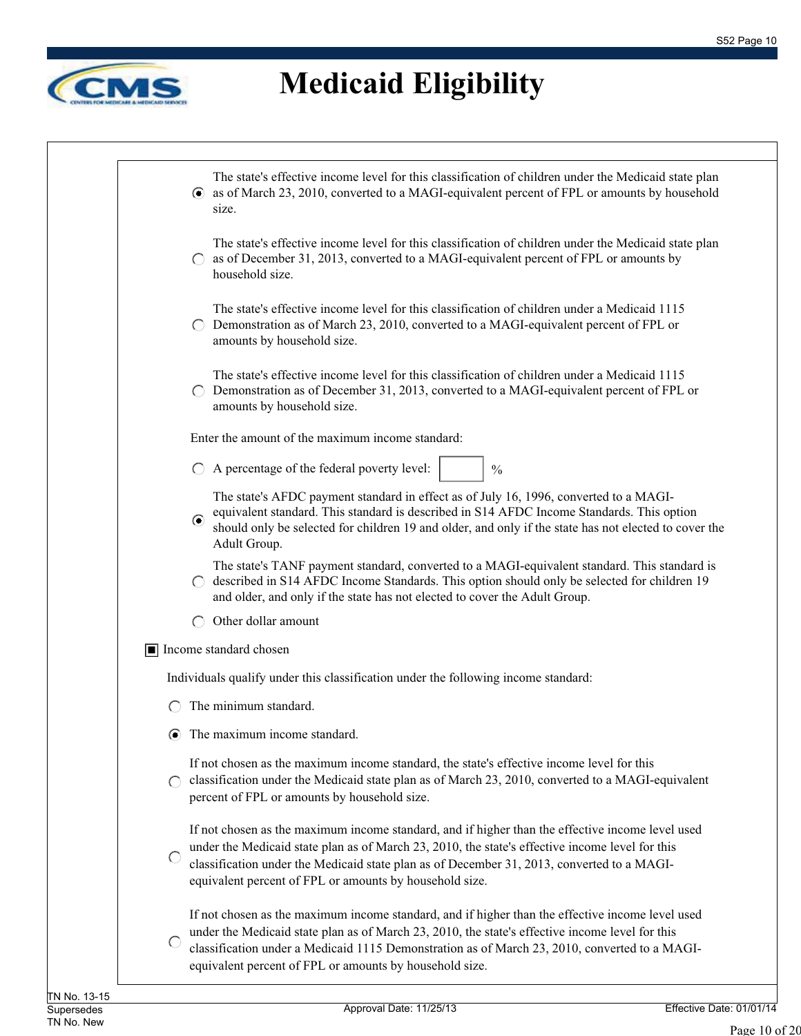# Medicaid Eligibility

- (●) The state's effective income level for this classification of children under the Medicaid state plan as of March 23, 2010, converted to a MAGI-equivalent percent of FPL or amounts by household size.
- ( ) The state's effective income level for this classification of children under the Medicaid state plan as of December 31, 2013, converted to a MAGI-equivalent percent of FPL or amounts by household size.
- ( ) The state's effective income level for this classification of children under a Medicaid 1115 Demonstration as of March 23, 2010, converted to a MAGI-equivalent percent of FPL or amounts by household size.
- ( ) The state's effective income level for this classification of children under a Medicaid 1115 Demonstration as of December 31, 2013, converted to a MAGI-equivalent percent of FPL or amounts by household size.

Enter the amount of the maximum income standard:

- ( ) A percentage of the federal poverty level: ____ %
- (●) The state's AFDC payment standard in effect as of July 16, 1996, converted to a MAGI-equivalent standard. This standard is described in S14 AFDC Income Standards. This option should only be selected for children 19 and older, and only if the state has not elected to cover the Adult Group.
- ( ) The state's TANF payment standard, converted to a MAGI-equivalent standard. This standard is described in S14 AFDC Income Standards. This option should only be selected for children 19 and older, and only if the state has not elected to cover the Adult Group.
- ( ) Other dollar amount

[■] Income standard chosen

Individuals qualify under this classification under the following income standard:

- ( ) The minimum standard.
- (●) The maximum income standard.
- ( ) If not chosen as the maximum income standard, the state's effective income level for this classification under the Medicaid state plan as of March 23, 2010, converted to a MAGI-equivalent percent of FPL or amounts by household size.
- ( ) If not chosen as the maximum income standard, and if higher than the effective income level used under the Medicaid state plan as of March 23, 2010, the state's effective income level for this classification under the Medicaid state plan as of December 31, 2013, converted to a MAGI-equivalent percent of FPL or amounts by household size.
- ( ) If not chosen as the maximum income standard, and if higher than the effective income level used under the Medicaid state plan as of March 23, 2010, the state's effective income level for this classification under a Medicaid 1115 Demonstration as of March 23, 2010, converted to a MAGI-equivalent percent of FPL or amounts by household size.

TN No. 13-15
Supersedes
TN No. New

Approval Date: 11/25/13

Effective Date: 01/01/14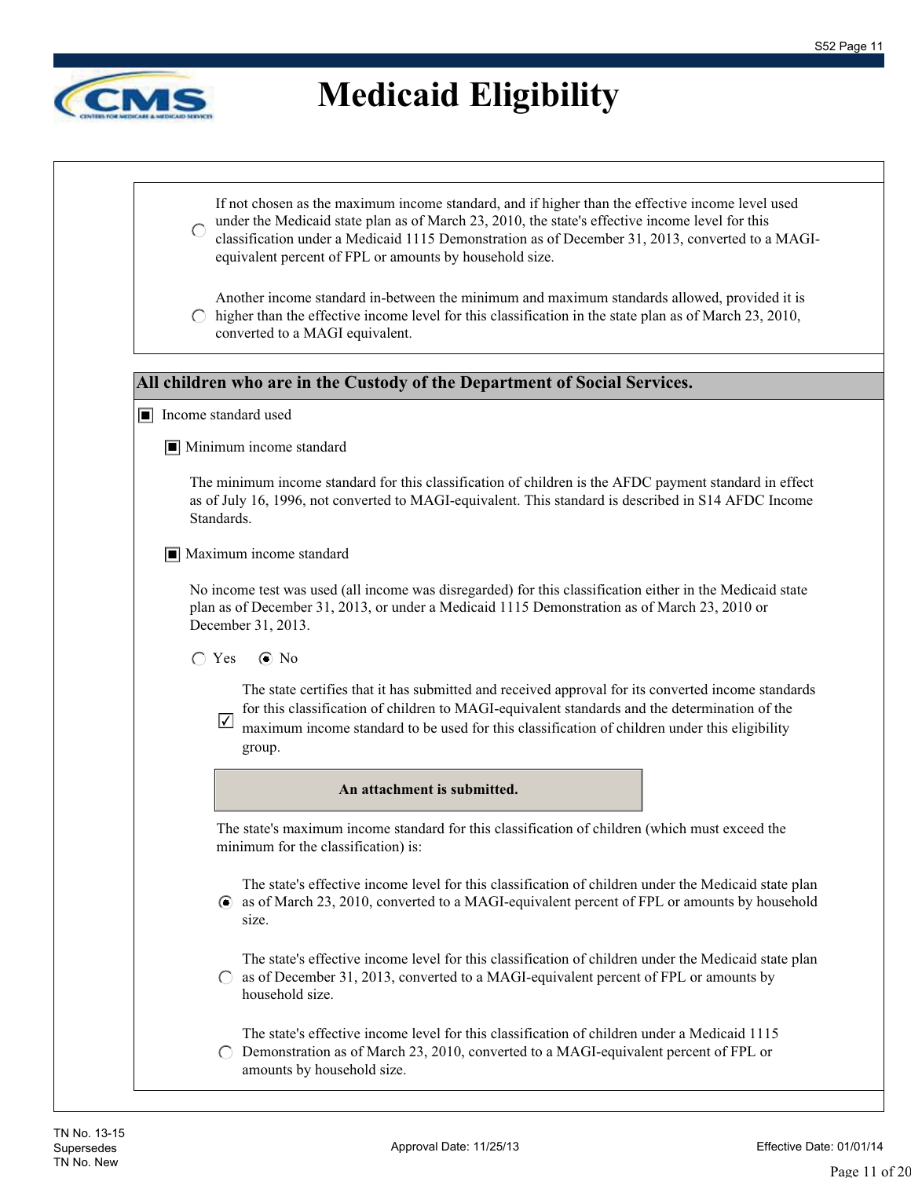# Medicaid Eligibility

- ◯ If not chosen as the maximum income standard, and if higher than the effective income level used under the Medicaid state plan as of March 23, 2010, the state's effective income level for this classification under a Medicaid 1115 Demonstration as of December 31, 2013, converted to a MAGI-equivalent percent of FPL or amounts by household size.

- ◯ Another income standard in-between the minimum and maximum standards allowed, provided it is higher than the effective income level for this classification in the state plan as of March 23, 2010, converted to a MAGI equivalent.

**All children who are in the Custody of the Department of Social Services.**

■ Income standard used

■ Minimum income standard

The minimum income standard for this classification of children is the AFDC payment standard in effect as of July 16, 1996, not converted to MAGI-equivalent. This standard is described in S14 AFDC Income Standards.

■ Maximum income standard

No income test was used (all income was disregarded) for this classification either in the Medicaid state plan as of December 31, 2013, or under a Medicaid 1115 Demonstration as of March 23, 2010 or December 31, 2013.

◯ Yes ◉ No

☑ The state certifies that it has submitted and received approval for its converted income standards for this classification of children to MAGI-equivalent standards and the determination of the maximum income standard to be used for this classification of children under this eligibility group.

**An attachment is submitted.**

The state's maximum income standard for this classification of children (which must exceed the minimum for the classification) is:

- ◉ The state's effective income level for this classification of children under the Medicaid state plan as of March 23, 2010, converted to a MAGI-equivalent percent of FPL or amounts by household size.

- ◯ The state's effective income level for this classification of children under the Medicaid state plan as of December 31, 2013, converted to a MAGI-equivalent percent of FPL or amounts by household size.

- ◯ The state's effective income level for this classification of children under a Medicaid 1115 Demonstration as of March 23, 2010, converted to a MAGI-equivalent percent of FPL or amounts by household size.

TN No. 13-15
Supersedes
TN No. New

Approval Date: 11/25/13

Effective Date: 01/01/14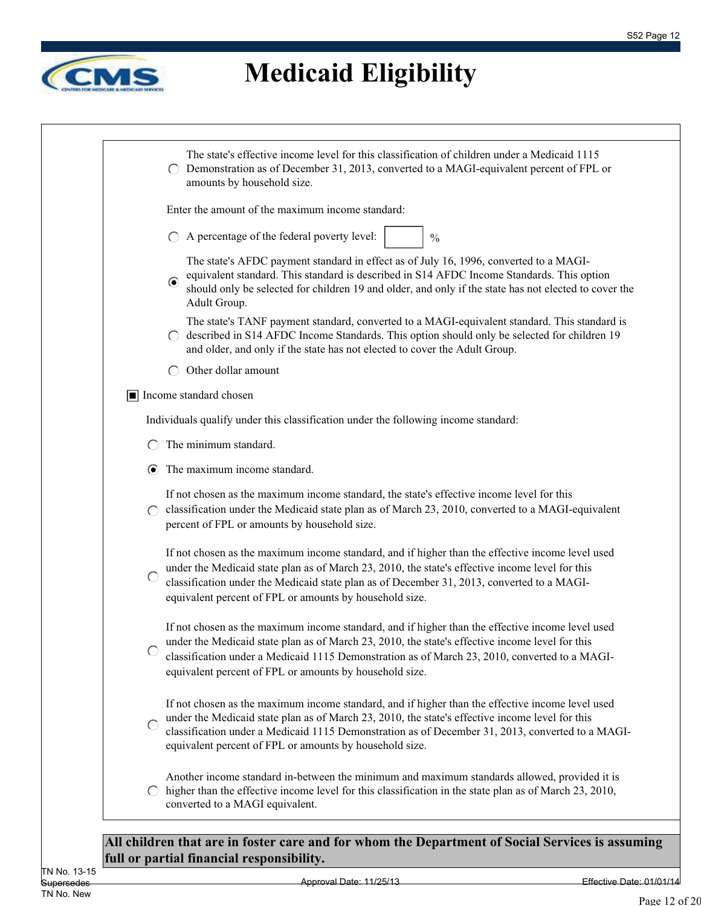- ○ The state's effective income level for this classification of children under a Medicaid 1115 Demonstration as of December 31, 2013, converted to a MAGI-equivalent percent of FPL or amounts by household size.

Enter the amount of the maximum income standard:

- ○ A percentage of the federal poverty level: ______ %
- ◉ The state's AFDC payment standard in effect as of July 16, 1996, converted to a MAGI-equivalent standard. This standard is described in S14 AFDC Income Standards. This option should only be selected for children 19 and older, and only if the state has not elected to cover the Adult Group.
- ○ The state's TANF payment standard, converted to a MAGI-equivalent standard. This standard is described in S14 AFDC Income Standards. This option should only be selected for children 19 and older, and only if the state has not elected to cover the Adult Group.
- ○ Other dollar amount

■ Income standard chosen

Individuals qualify under this classification under the following income standard:

- ○ The minimum standard.
- ◉ The maximum income standard.
- ○ If not chosen as the maximum income standard, the state's effective income level for this classification under the Medicaid state plan as of March 23, 2010, converted to a MAGI-equivalent percent of FPL or amounts by household size.
- ○ If not chosen as the maximum income standard, and if higher than the effective income level used under the Medicaid state plan as of March 23, 2010, the state's effective income level for this classification under the Medicaid state plan as of December 31, 2013, converted to a MAGI-equivalent percent of FPL or amounts by household size.
- ○ If not chosen as the maximum income standard, and if higher than the effective income level used under the Medicaid state plan as of March 23, 2010, the state's effective income level for this classification under a Medicaid 1115 Demonstration as of March 23, 2010, converted to a MAGI-equivalent percent of FPL or amounts by household size.
- ○ If not chosen as the maximum income standard, and if higher than the effective income level used under the Medicaid state plan as of March 23, 2010, the state's effective income level for this classification under a Medicaid 1115 Demonstration as of December 31, 2013, converted to a MAGI-equivalent percent of FPL or amounts by household size.
- ○ Another income standard in-between the minimum and maximum standards allowed, provided it is higher than the effective income level for this classification in the state plan as of March 23, 2010, converted to a MAGI equivalent.

**All children that are in foster care and for whom the Department of Social Services is assuming full or partial financial responsibility.**

TN No. 13-15
Supersedes
TN No. New

Approval Date: 11/25/13

Effective Date: 01/01/14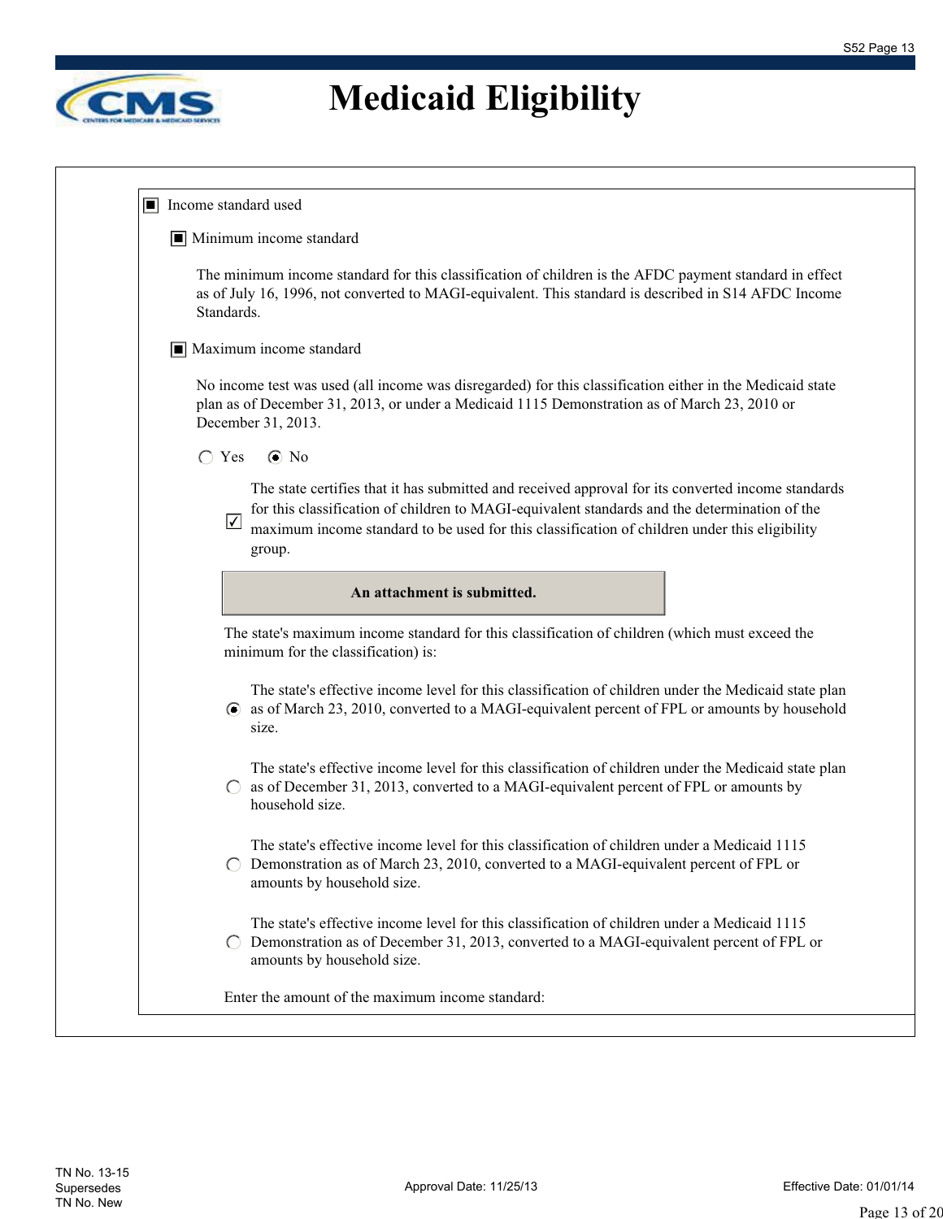# Medicaid Eligibility

■ Income standard used

■ Minimum income standard

The minimum income standard for this classification of children is the AFDC payment standard in effect as of July 16, 1996, not converted to MAGI-equivalent. This standard is described in S14 AFDC Income Standards.

■ Maximum income standard

No income test was used (all income was disregarded) for this classification either in the Medicaid state plan as of December 31, 2013, or under a Medicaid 1115 Demonstration as of March 23, 2010 or December 31, 2013.

○ Yes ◉ No

☑ The state certifies that it has submitted and received approval for its converted income standards for this classification of children to MAGI-equivalent standards and the determination of the maximum income standard to be used for this classification of children under this eligibility group.

**An attachment is submitted.**

The state's maximum income standard for this classification of children (which must exceed the minimum for the classification) is:

◉ The state's effective income level for this classification of children under the Medicaid state plan as of March 23, 2010, converted to a MAGI-equivalent percent of FPL or amounts by household size.

○ The state's effective income level for this classification of children under the Medicaid state plan as of December 31, 2013, converted to a MAGI-equivalent percent of FPL or amounts by household size.

○ The state's effective income level for this classification of children under a Medicaid 1115 Demonstration as of March 23, 2010, converted to a MAGI-equivalent percent of FPL or amounts by household size.

○ The state's effective income level for this classification of children under a Medicaid 1115 Demonstration as of December 31, 2013, converted to a MAGI-equivalent percent of FPL or amounts by household size.

Enter the amount of the maximum income standard:

TN No. 13-15
Supersedes
TN No. New

Approval Date: 11/25/13

Effective Date: 01/01/14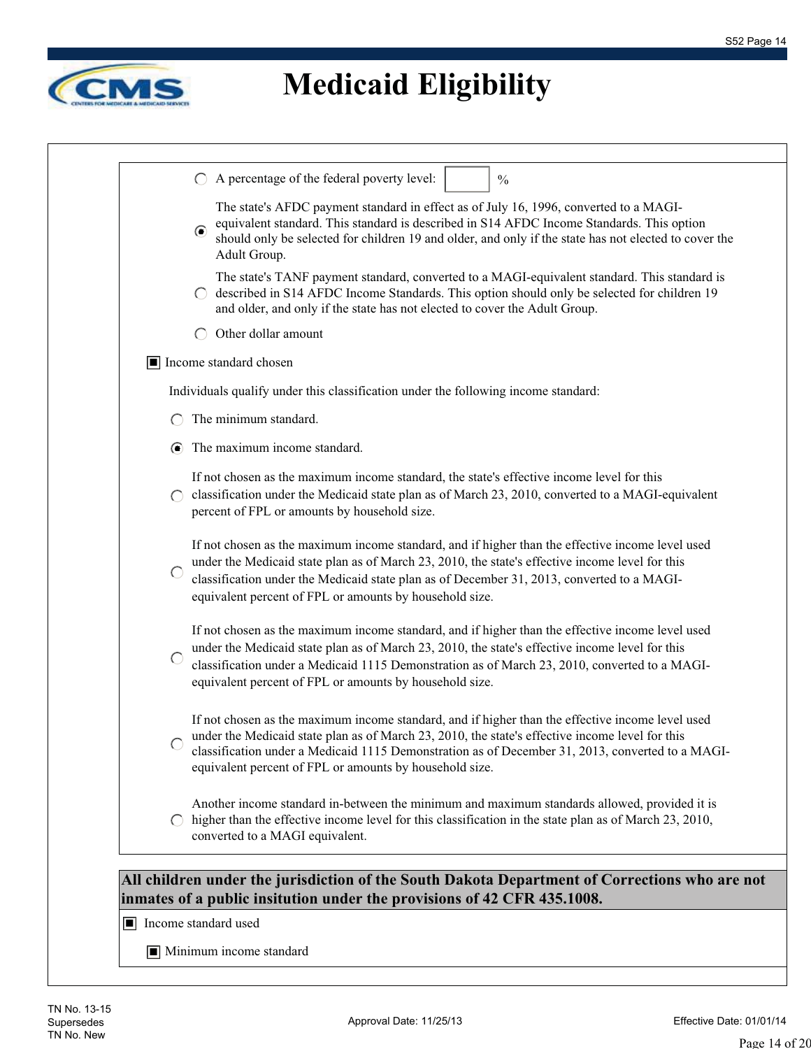# Medicaid Eligibility

- ○ A percentage of the federal poverty level: ____ %
- ◉ The state's AFDC payment standard in effect as of July 16, 1996, converted to a MAGI-equivalent standard. This standard is described in S14 AFDC Income Standards. This option should only be selected for children 19 and older, and only if the state has not elected to cover the Adult Group.
- ○ The state's TANF payment standard, converted to a MAGI-equivalent standard. This standard is described in S14 AFDC Income Standards. This option should only be selected for children 19 and older, and only if the state has not elected to cover the Adult Group.
- ○ Other dollar amount

■ Income standard chosen

Individuals qualify under this classification under the following income standard:

- ○ The minimum standard.
- ◉ The maximum income standard.
- ○ If not chosen as the maximum income standard, the state's effective income level for this classification under the Medicaid state plan as of March 23, 2010, converted to a MAGI-equivalent percent of FPL or amounts by household size.
- ○ If not chosen as the maximum income standard, and if higher than the effective income level used under the Medicaid state plan as of March 23, 2010, the state's effective income level for this classification under the Medicaid state plan as of December 31, 2013, converted to a MAGI-equivalent percent of FPL or amounts by household size.
- ○ If not chosen as the maximum income standard, and if higher than the effective income level used under the Medicaid state plan as of March 23, 2010, the state's effective income level for this classification under a Medicaid 1115 Demonstration as of March 23, 2010, converted to a MAGI-equivalent percent of FPL or amounts by household size.
- ○ If not chosen as the maximum income standard, and if higher than the effective income level used under the Medicaid state plan as of March 23, 2010, the state's effective income level for this classification under a Medicaid 1115 Demonstration as of December 31, 2013, converted to a MAGI-equivalent percent of FPL or amounts by household size.
- ○ Another income standard in-between the minimum and maximum standards allowed, provided it is higher than the effective income level for this classification in the state plan as of March 23, 2010, converted to a MAGI equivalent.

**All children under the jurisdiction of the South Dakota Department of Corrections who are not inmates of a public insitution under the provisions of 42 CFR 435.1008.**

■ Income standard used

■ Minimum income standard

TN No. 13-15
Supersedes
TN No. New

Approval Date: 11/25/13

Effective Date: 01/01/14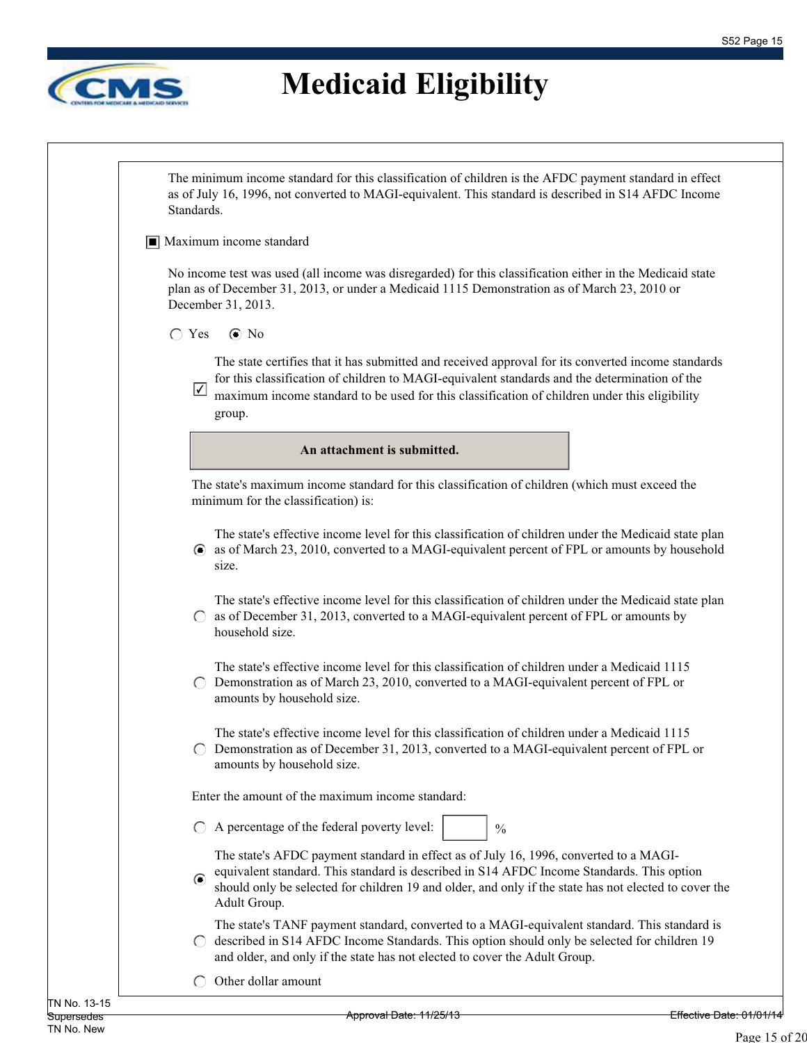# Medicaid Eligibility

The minimum income standard for this classification of children is the AFDC payment standard in effect as of July 16, 1996, not converted to MAGI-equivalent. This standard is described in S14 AFDC Income Standards.

■ Maximum income standard

No income test was used (all income was disregarded) for this classification either in the Medicaid state plan as of December 31, 2013, or under a Medicaid 1115 Demonstration as of March 23, 2010 or December 31, 2013.

○ Yes ◉ No

☑ The state certifies that it has submitted and received approval for its converted income standards for this classification of children to MAGI-equivalent standards and the determination of the maximum income standard to be used for this classification of children under this eligibility group.

**An attachment is submitted.**

The state's maximum income standard for this classification of children (which must exceed the minimum for the classification) is:

◉ The state's effective income level for this classification of children under the Medicaid state plan as of March 23, 2010, converted to a MAGI-equivalent percent of FPL or amounts by household size.

○ The state's effective income level for this classification of children under the Medicaid state plan as of December 31, 2013, converted to a MAGI-equivalent percent of FPL or amounts by household size.

○ The state's effective income level for this classification of children under a Medicaid 1115 Demonstration as of March 23, 2010, converted to a MAGI-equivalent percent of FPL or amounts by household size.

○ The state's effective income level for this classification of children under a Medicaid 1115 Demonstration as of December 31, 2013, converted to a MAGI-equivalent percent of FPL or amounts by household size.

Enter the amount of the maximum income standard:

○ A percentage of the federal poverty level: \_\_\_\_ %

◉ The state's AFDC payment standard in effect as of July 16, 1996, converted to a MAGI-equivalent standard. This standard is described in S14 AFDC Income Standards. This option should only be selected for children 19 and older, and only if the state has not elected to cover the Adult Group.

○ The state's TANF payment standard, converted to a MAGI-equivalent standard. This standard is described in S14 AFDC Income Standards. This option should only be selected for children 19 and older, and only if the state has not elected to cover the Adult Group.

○ Other dollar amount

TN No. 13-15
Supersedes
TN No. New

Approval Date: 11/25/13

Effective Date: 01/01/14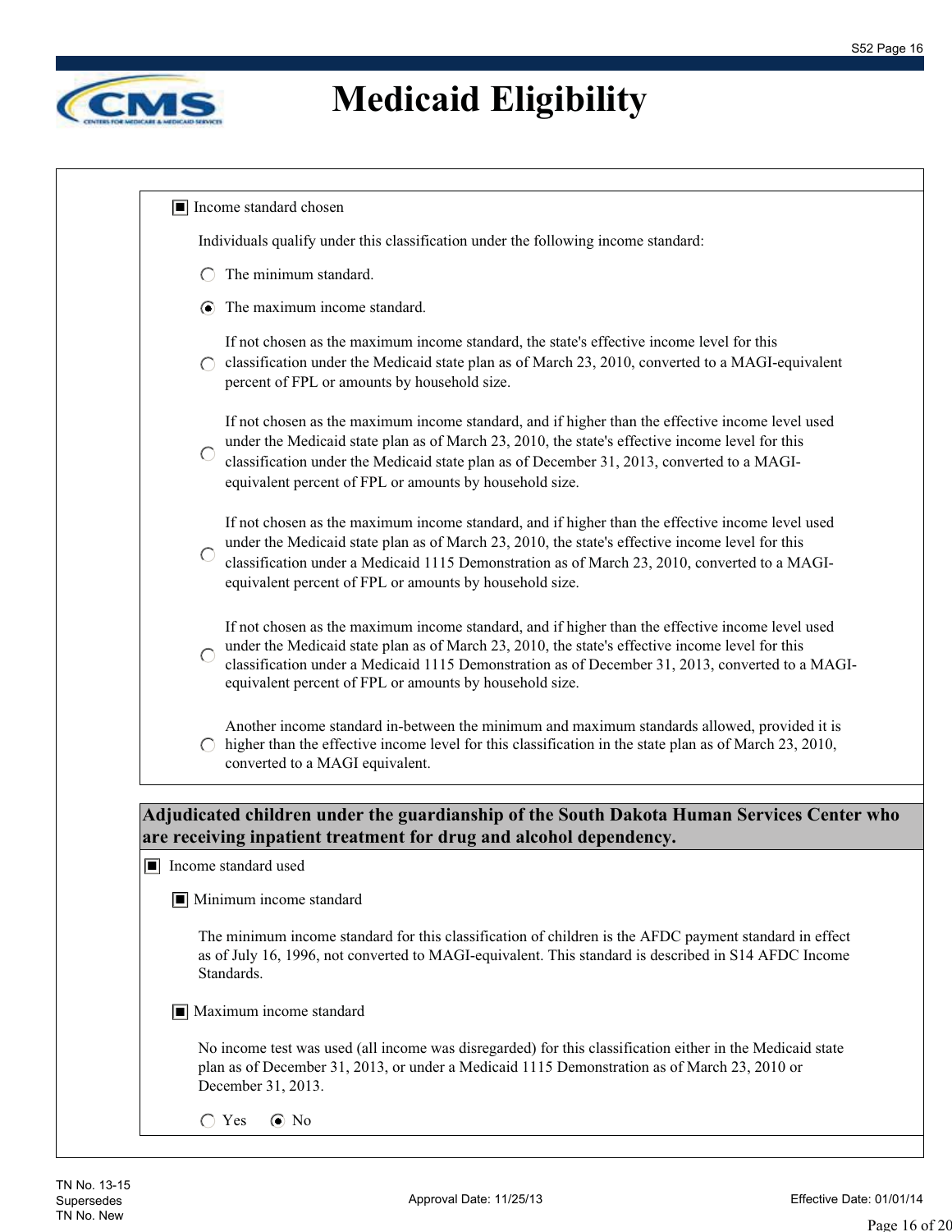# Medicaid Eligibility

■ Income standard chosen

Individuals qualify under this classification under the following income standard:

○ The minimum standard.

◉ The maximum income standard.

○ If not chosen as the maximum income standard, the state's effective income level for this classification under the Medicaid state plan as of March 23, 2010, converted to a MAGI-equivalent percent of FPL or amounts by household size.

○ If not chosen as the maximum income standard, and if higher than the effective income level used under the Medicaid state plan as of March 23, 2010, the state's effective income level for this classification under the Medicaid state plan as of December 31, 2013, converted to a MAGI-equivalent percent of FPL or amounts by household size.

○ If not chosen as the maximum income standard, and if higher than the effective income level used under the Medicaid state plan as of March 23, 2010, the state's effective income level for this classification under a Medicaid 1115 Demonstration as of March 23, 2010, converted to a MAGI-equivalent percent of FPL or amounts by household size.

○ If not chosen as the maximum income standard, and if higher than the effective income level used under the Medicaid state plan as of March 23, 2010, the state's effective income level for this classification under a Medicaid 1115 Demonstration as of December 31, 2013, converted to a MAGI-equivalent percent of FPL or amounts by household size.

○ Another income standard in-between the minimum and maximum standards allowed, provided it is higher than the effective income level for this classification in the state plan as of March 23, 2010, converted to a MAGI equivalent.

## Adjudicated children under the guardianship of the South Dakota Human Services Center who are receiving inpatient treatment for drug and alcohol dependency.

■ Income standard used

■ Minimum income standard

The minimum income standard for this classification of children is the AFDC payment standard in effect as of July 16, 1996, not converted to MAGI-equivalent. This standard is described in S14 AFDC Income Standards.

■ Maximum income standard

No income test was used (all income was disregarded) for this classification either in the Medicaid state plan as of December 31, 2013, or under a Medicaid 1115 Demonstration as of March 23, 2010 or December 31, 2013.

○ Yes ◉ No

TN No. 13-15
Supersedes
TN No. New

Approval Date: 11/25/13

Effective Date: 01/01/14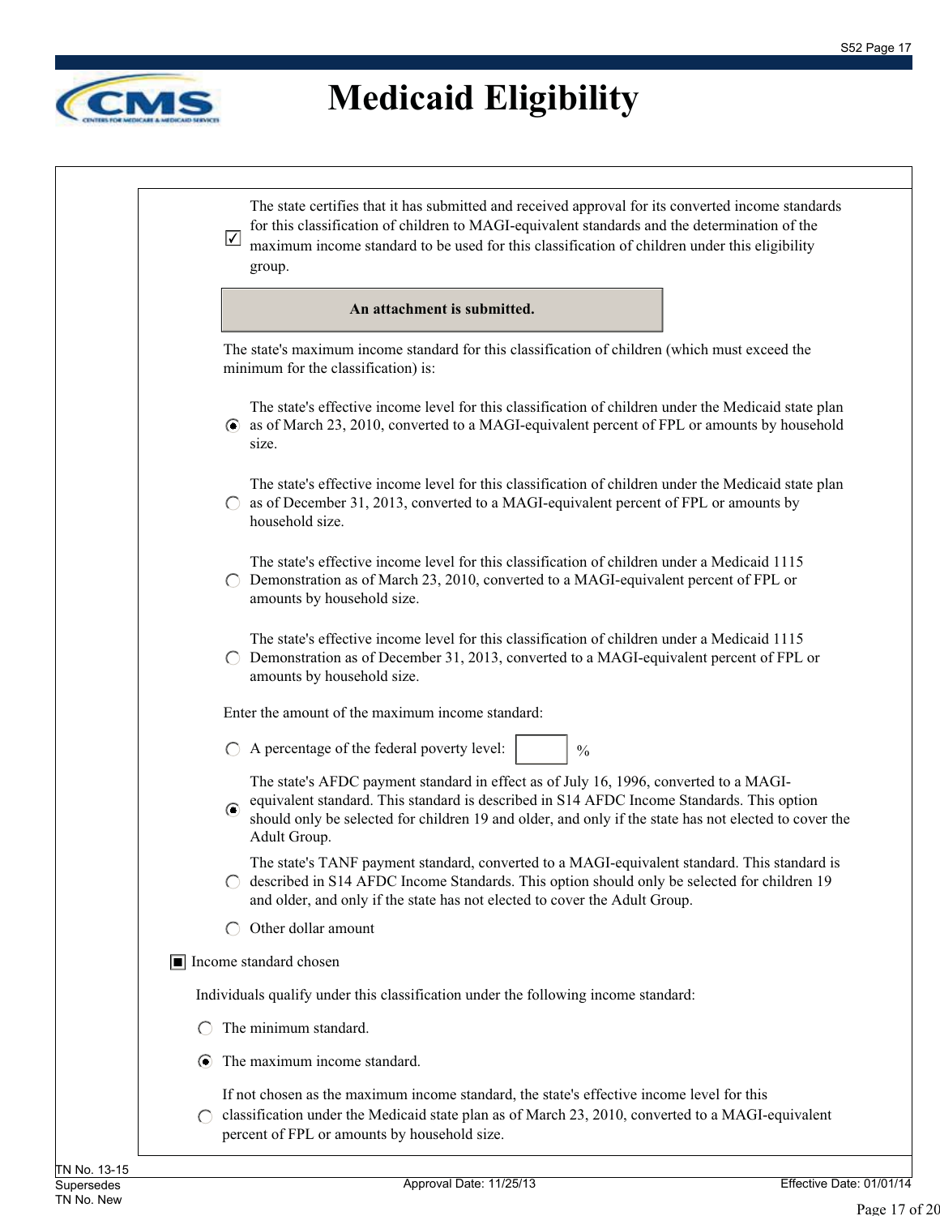# Medicaid Eligibility

☑ The state certifies that it has submitted and received approval for its converted income standards for this classification of children to MAGI-equivalent standards and the determination of the maximum income standard to be used for this classification of children under this eligibility group.

**An attachment is submitted.**

The state's maximum income standard for this classification of children (which must exceed the minimum for the classification) is:

◉ The state's effective income level for this classification of children under the Medicaid state plan as of March 23, 2010, converted to a MAGI-equivalent percent of FPL or amounts by household size.

○ The state's effective income level for this classification of children under the Medicaid state plan as of December 31, 2013, converted to a MAGI-equivalent percent of FPL or amounts by household size.

○ The state's effective income level for this classification of children under a Medicaid 1115 Demonstration as of March 23, 2010, converted to a MAGI-equivalent percent of FPL or amounts by household size.

○ The state's effective income level for this classification of children under a Medicaid 1115 Demonstration as of December 31, 2013, converted to a MAGI-equivalent percent of FPL or amounts by household size.

Enter the amount of the maximum income standard:

○ A percentage of the federal poverty level: ______ %

◉ The state's AFDC payment standard in effect as of July 16, 1996, converted to a MAGI-equivalent standard. This standard is described in S14 AFDC Income Standards. This option should only be selected for children 19 and older, and only if the state has not elected to cover the Adult Group.

○ The state's TANF payment standard, converted to a MAGI-equivalent standard. This standard is described in S14 AFDC Income Standards. This option should only be selected for children 19 and older, and only if the state has not elected to cover the Adult Group.

○ Other dollar amount

■ Income standard chosen

Individuals qualify under this classification under the following income standard:

○ The minimum standard.

◉ The maximum income standard.

○ If not chosen as the maximum income standard, the state's effective income level for this classification under the Medicaid state plan as of March 23, 2010, converted to a MAGI-equivalent percent of FPL or amounts by household size.

TN No. 13-15
Supersedes
TN No. New

Approval Date: 11/25/13

Effective Date: 01/01/14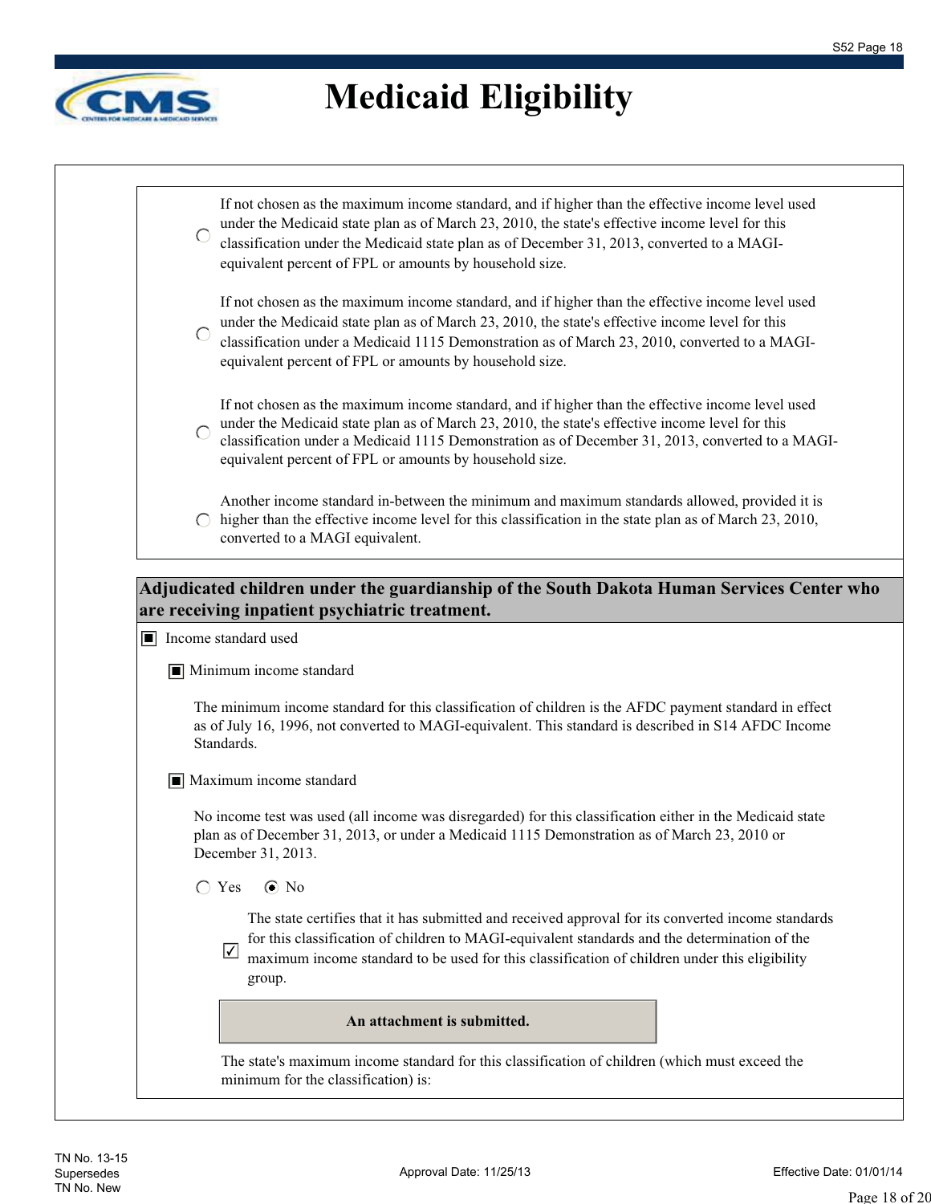# Medicaid Eligibility

- ○ If not chosen as the maximum income standard, and if higher than the effective income level used under the Medicaid state plan as of March 23, 2010, the state's effective income level for this classification under the Medicaid state plan as of December 31, 2013, converted to a MAGI-equivalent percent of FPL or amounts by household size.

- ○ If not chosen as the maximum income standard, and if higher than the effective income level used under the Medicaid state plan as of March 23, 2010, the state's effective income level for this classification under a Medicaid 1115 Demonstration as of March 23, 2010, converted to a MAGI-equivalent percent of FPL or amounts by household size.

- ○ If not chosen as the maximum income standard, and if higher than the effective income level used under the Medicaid state plan as of March 23, 2010, the state's effective income level for this classification under a Medicaid 1115 Demonstration as of December 31, 2013, converted to a MAGI-equivalent percent of FPL or amounts by household size.

- ○ Another income standard in-between the minimum and maximum standards allowed, provided it is higher than the effective income level for this classification in the state plan as of March 23, 2010, converted to a MAGI equivalent.

**Adjudicated children under the guardianship of the South Dakota Human Services Center who are receiving inpatient psychiatric treatment.**

■ Income standard used

■ Minimum income standard

The minimum income standard for this classification of children is the AFDC payment standard in effect as of July 16, 1996, not converted to MAGI-equivalent. This standard is described in S14 AFDC Income Standards.

■ Maximum income standard

No income test was used (all income was disregarded) for this classification either in the Medicaid state plan as of December 31, 2013, or under a Medicaid 1115 Demonstration as of March 23, 2010 or December 31, 2013.

○ Yes ◉ No

☑ The state certifies that it has submitted and received approval for its converted income standards for this classification of children to MAGI-equivalent standards and the determination of the maximum income standard to be used for this classification of children under this eligibility group.

**An attachment is submitted.**

The state's maximum income standard for this classification of children (which must exceed the minimum for the classification) is:

TN No. 13-15
Supersedes
TN No. New

Approval Date: 11/25/13

Effective Date: 01/01/14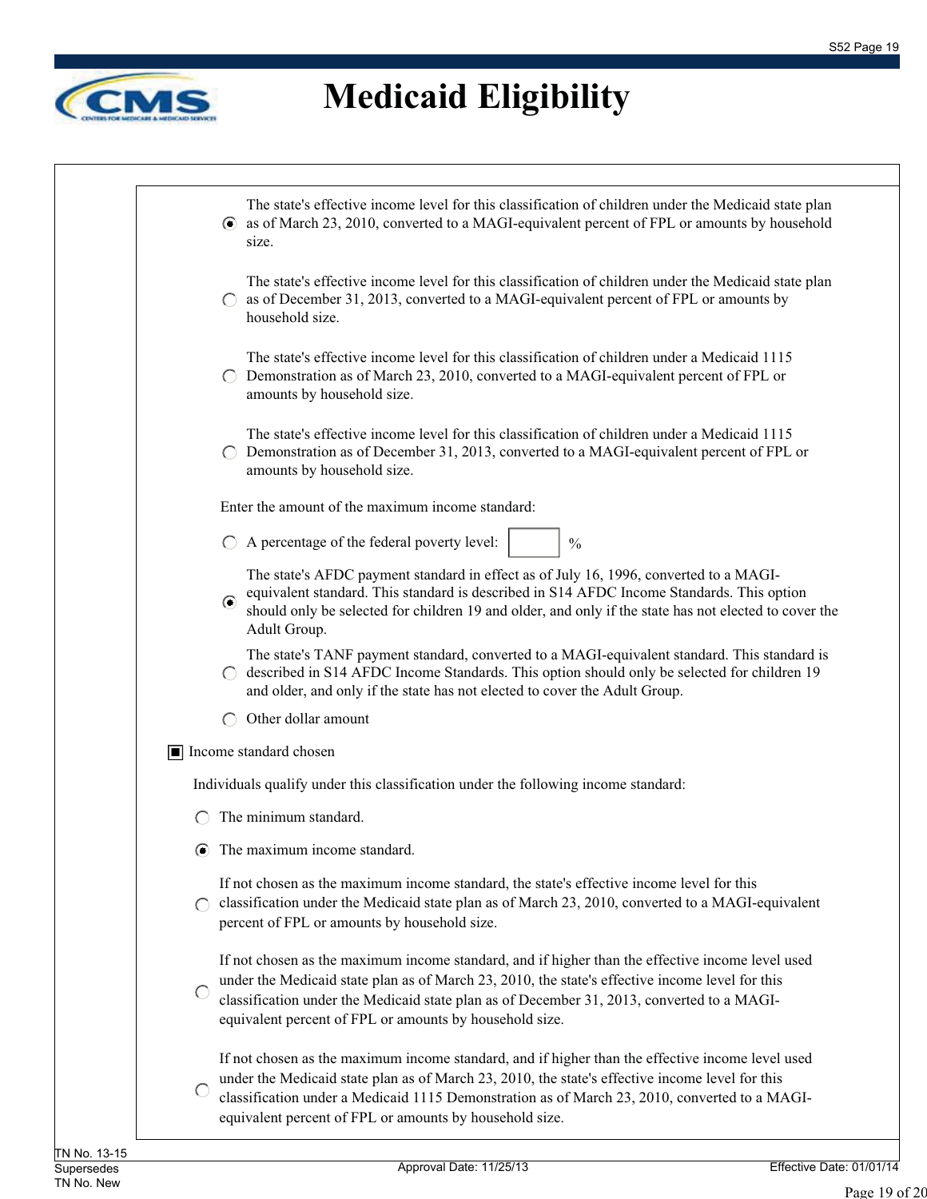# Medicaid Eligibility

- (•) The state's effective income level for this classification of children under the Medicaid state plan as of March 23, 2010, converted to a MAGI-equivalent percent of FPL or amounts by household size.
- ( ) The state's effective income level for this classification of children under the Medicaid state plan as of December 31, 2013, converted to a MAGI-equivalent percent of FPL or amounts by household size.
- ( ) The state's effective income level for this classification of children under a Medicaid 1115 Demonstration as of March 23, 2010, converted to a MAGI-equivalent percent of FPL or amounts by household size.
- ( ) The state's effective income level for this classification of children under a Medicaid 1115 Demonstration as of December 31, 2013, converted to a MAGI-equivalent percent of FPL or amounts by household size.

Enter the amount of the maximum income standard:

- ( ) A percentage of the federal poverty level: [    ] %
- (•) The state's AFDC payment standard in effect as of July 16, 1996, converted to a MAGI-equivalent standard. This standard is described in S14 AFDC Income Standards. This option should only be selected for children 19 and older, and only if the state has not elected to cover the Adult Group.
- ( ) The state's TANF payment standard, converted to a MAGI-equivalent standard. This standard is described in S14 AFDC Income Standards. This option should only be selected for children 19 and older, and only if the state has not elected to cover the Adult Group.
- ( ) Other dollar amount

[■] Income standard chosen

Individuals qualify under this classification under the following income standard:

- ( ) The minimum standard.
- (•) The maximum income standard.
- ( ) If not chosen as the maximum income standard, the state's effective income level for this classification under the Medicaid state plan as of March 23, 2010, converted to a MAGI-equivalent percent of FPL or amounts by household size.
- ( ) If not chosen as the maximum income standard, and if higher than the effective income level used under the Medicaid state plan as of March 23, 2010, the state's effective income level for this classification under the Medicaid state plan as of December 31, 2013, converted to a MAGI-equivalent percent of FPL or amounts by household size.
- ( ) If not chosen as the maximum income standard, and if higher than the effective income level used under the Medicaid state plan as of March 23, 2010, the state's effective income level for this classification under a Medicaid 1115 Demonstration as of March 23, 2010, converted to a MAGI-equivalent percent of FPL or amounts by household size.

TN No. 13-15
Supersedes
TN No. New

Approval Date: 11/25/13

Effective Date: 01/01/14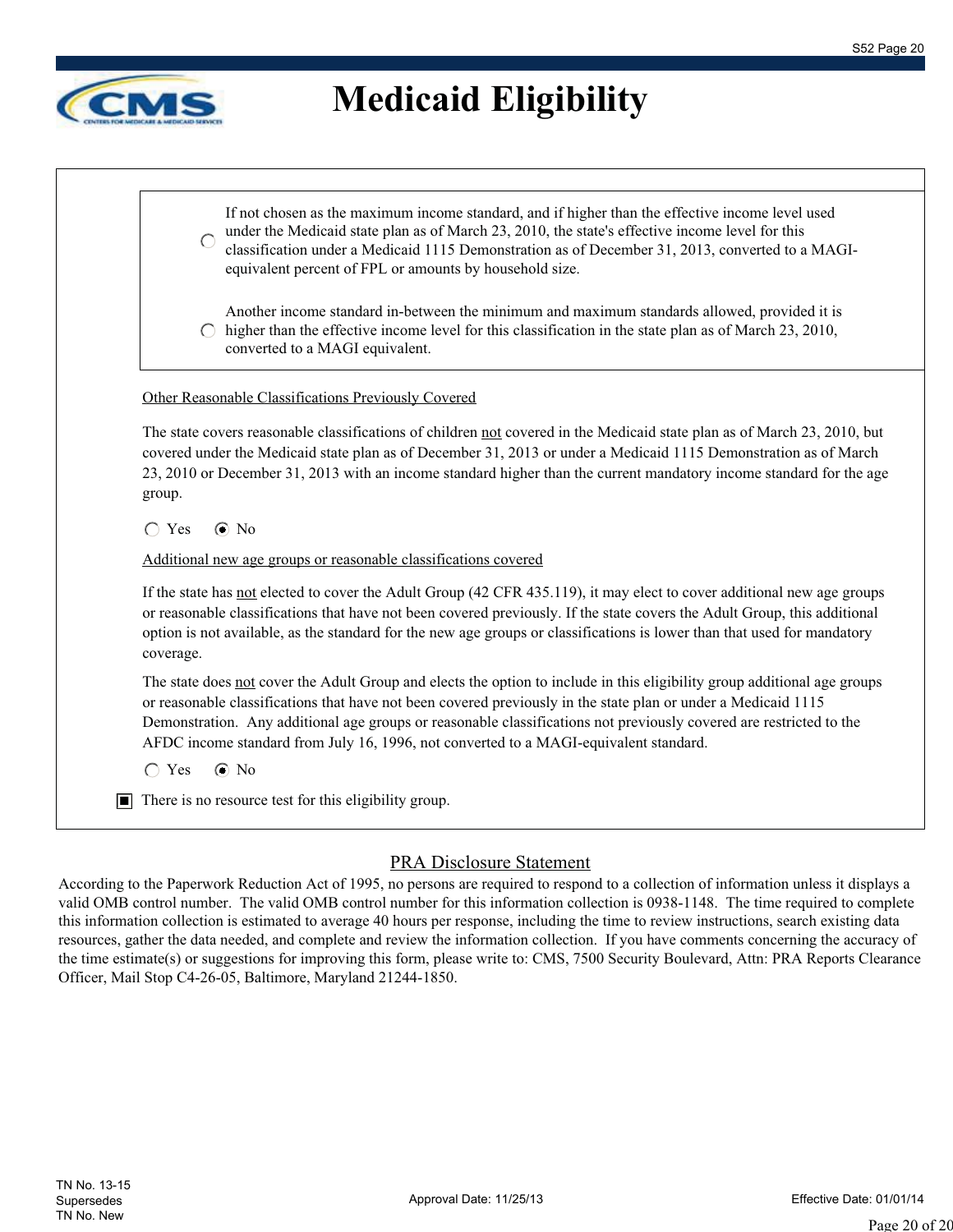# Medicaid Eligibility

- ○ If not chosen as the maximum income standard, and if higher than the effective income level used under the Medicaid state plan as of March 23, 2010, the state's effective income level for this classification under a Medicaid 1115 Demonstration as of December 31, 2013, converted to a MAGI-equivalent percent of FPL or amounts by household size.

- ○ Another income standard in-between the minimum and maximum standards allowed, provided it is higher than the effective income level for this classification in the state plan as of March 23, 2010, converted to a MAGI equivalent.

Other Reasonable Classifications Previously Covered

The state covers reasonable classifications of children not covered in the Medicaid state plan as of March 23, 2010, but covered under the Medicaid state plan as of December 31, 2013 or under a Medicaid 1115 Demonstration as of March 23, 2010 or December 31, 2013 with an income standard higher than the current mandatory income standard for the age group.

○ Yes ◉ No

Additional new age groups or reasonable classifications covered

If the state has not elected to cover the Adult Group (42 CFR 435.119), it may elect to cover additional new age groups or reasonable classifications that have not been covered previously. If the state covers the Adult Group, this additional option is not available, as the standard for the new age groups or classifications is lower than that used for mandatory coverage.

The state does not cover the Adult Group and elects the option to include in this eligibility group additional age groups or reasonable classifications that have not been covered previously in the state plan or under a Medicaid 1115 Demonstration. Any additional age groups or reasonable classifications not previously covered are restricted to the AFDC income standard from July 16, 1996, not converted to a MAGI-equivalent standard.

○ Yes ◉ No

- [x] There is no resource test for this eligibility group.

## PRA Disclosure Statement

According to the Paperwork Reduction Act of 1995, no persons are required to respond to a collection of information unless it displays a valid OMB control number. The valid OMB control number for this information collection is 0938-1148. The time required to complete this information collection is estimated to average 40 hours per response, including the time to review instructions, search existing data resources, gather the data needed, and complete and review the information collection. If you have comments concerning the accuracy of the time estimate(s) or suggestions for improving this form, please write to: CMS, 7500 Security Boulevard, Attn: PRA Reports Clearance Officer, Mail Stop C4-26-05, Baltimore, Maryland 21244-1850.

TN No. 13-15
Supersedes
TN No. New

Approval Date: 11/25/13

Effective Date: 01/01/14